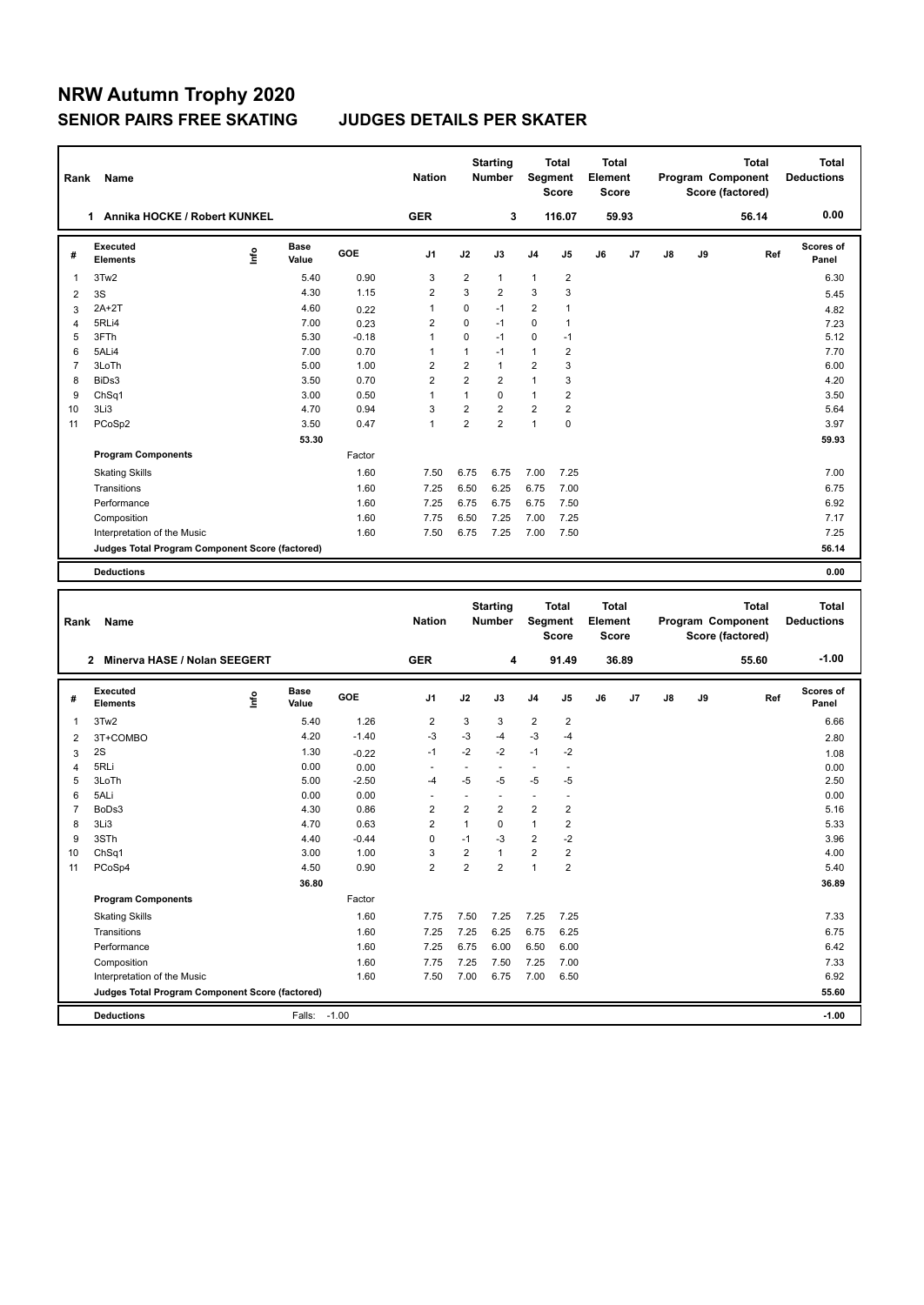# NRW Autumn Trophy 2020

## SENIOR PAIRS FREE SKATING JUDGES DETAILS PER SKATER

| Rank | Name | Nation | Starting Number | Total Segment Score | Total Element Score | Total Program Component Score (factored) | Total Deductions |
|---|---|---|---|---|---|---|---|
| 1 | Annika HOCKE / Robert KUNKEL | GER | 3 | 116.07 | 59.93 | 56.14 | 0.00 |

| # | Executed Elements | Info | Base Value | GOE | J1 | J2 | J3 | J4 | J5 | J6 | J7 | J8 | J9 | Ref | Scores of Panel |
|---|---|---|---|---|---|---|---|---|---|---|---|---|---|---|---|
| 1 | 3Tw2 | | 5.40 | 0.90 | 3 | 2 | 1 | 1 | 2 | | | | | | 6.30 |
| 2 | 3S | | 4.30 | 1.15 | 2 | 3 | 2 | 3 | 3 | | | | | | 5.45 |
| 3 | 2A+2T | | 4.60 | 0.22 | 1 | 0 | -1 | 2 | 1 | | | | | | 4.82 |
| 4 | 5RLi4 | | 7.00 | 0.23 | 2 | 0 | -1 | 0 | 1 | | | | | | 7.23 |
| 5 | 3FTh | | 5.30 | -0.18 | 1 | 0 | -1 | 0 | -1 | | | | | | 5.12 |
| 6 | 5ALi4 | | 7.00 | 0.70 | 1 | 1 | -1 | 1 | 2 | | | | | | 7.70 |
| 7 | 3LoTh | | 5.00 | 1.00 | 2 | 2 | 1 | 2 | 3 | | | | | | 6.00 |
| 8 | BiDs3 | | 3.50 | 0.70 | 2 | 2 | 2 | 1 | 3 | | | | | | 4.20 |
| 9 | ChSq1 | | 3.00 | 0.50 | 1 | 1 | 0 | 1 | 2 | | | | | | 3.50 |
| 10 | 3Li3 | | 4.70 | 0.94 | 3 | 2 | 2 | 2 | 2 | | | | | | 5.64 |
| 11 | PCoSp2 | | 3.50 | 0.47 | 1 | 2 | 2 | 1 | 0 | | | | | | 3.97 |
| | | | 53.30 | | | | | | | | | | | | 59.93 |
| | **Program Components** | | | Factor | | | | | | | | | | | |
| | Skating Skills | | | 1.60 | 7.50 | 6.75 | 6.75 | 7.00 | 7.25 | | | | | | 7.00 |
| | Transitions | | | 1.60 | 7.25 | 6.50 | 6.25 | 6.75 | 7.00 | | | | | | 6.75 |
| | Performance | | | 1.60 | 7.25 | 6.75 | 6.75 | 6.75 | 7.50 | | | | | | 6.92 |
| | Composition | | | 1.60 | 7.75 | 6.50 | 7.25 | 7.00 | 7.25 | | | | | | 7.17 |
| | Interpretation of the Music | | | 1.60 | 7.50 | 6.75 | 7.25 | 7.00 | 7.50 | | | | | | 7.25 |
| | **Judges Total Program Component Score (factored)** | | | | | | | | | | | | | | 56.14 |
| | **Deductions** | | | | | | | | | | | | | | 0.00 |

| Rank | Name | Nation | Starting Number | Total Segment Score | Total Element Score | Total Program Component Score (factored) | Total Deductions |
|---|---|---|---|---|---|---|---|
| 2 | Minerva HASE / Nolan SEEGERT | GER | 4 | 91.49 | 36.89 | 55.60 | -1.00 |

| # | Executed Elements | Info | Base Value | GOE | J1 | J2 | J3 | J4 | J5 | J6 | J7 | J8 | J9 | Ref | Scores of Panel |
|---|---|---|---|---|---|---|---|---|---|---|---|---|---|---|---|
| 1 | 3Tw2 | | 5.40 | 1.26 | 2 | 3 | 3 | 2 | 2 | | | | | | 6.66 |
| 2 | 3T+COMBO | | 4.20 | -1.40 | -3 | -3 | -4 | -3 | -4 | | | | | | 2.80 |
| 3 | 2S | | 1.30 | -0.22 | -1 | -2 | -2 | -1 | -2 | | | | | | 1.08 |
| 4 | 5RLi | | 0.00 | 0.00 | - | - | - | - | - | | | | | | 0.00 |
| 5 | 3LoTh | | 5.00 | -2.50 | -4 | -5 | -5 | -5 | -5 | | | | | | 2.50 |
| 6 | 5ALi | | 0.00 | 0.00 | - | - | - | - | - | | | | | | 0.00 |
| 7 | BoDs3 | | 4.30 | 0.86 | 2 | 2 | 2 | 2 | 2 | | | | | | 5.16 |
| 8 | 3Li3 | | 4.70 | 0.63 | 2 | 1 | 0 | 1 | 2 | | | | | | 5.33 |
| 9 | 3STh | | 4.40 | -0.44 | 0 | -1 | -3 | 2 | -2 | | | | | | 3.96 |
| 10 | ChSq1 | | 3.00 | 1.00 | 3 | 2 | 1 | 2 | 2 | | | | | | 4.00 |
| 11 | PCoSp4 | | 4.50 | 0.90 | 2 | 2 | 2 | 1 | 2 | | | | | | 5.40 |
| | | | 36.80 | | | | | | | | | | | | 36.89 |
| | **Program Components** | | | Factor | | | | | | | | | | | |
| | Skating Skills | | | 1.60 | 7.75 | 7.50 | 7.25 | 7.25 | 7.25 | | | | | | 7.33 |
| | Transitions | | | 1.60 | 7.25 | 7.25 | 6.25 | 6.75 | 6.25 | | | | | | 6.75 |
| | Performance | | | 1.60 | 7.25 | 6.75 | 6.00 | 6.50 | 6.00 | | | | | | 6.42 |
| | Composition | | | 1.60 | 7.75 | 7.25 | 7.50 | 7.25 | 7.00 | | | | | | 7.33 |
| | Interpretation of the Music | | | 1.60 | 7.50 | 7.00 | 6.75 | 7.00 | 6.50 | | | | | | 6.92 |
| | **Judges Total Program Component Score (factored)** | | | | | | | | | | | | | | 55.60 |
| | **Deductions** | | Falls: | -1.00 | | | | | | | | | | | -1.00 |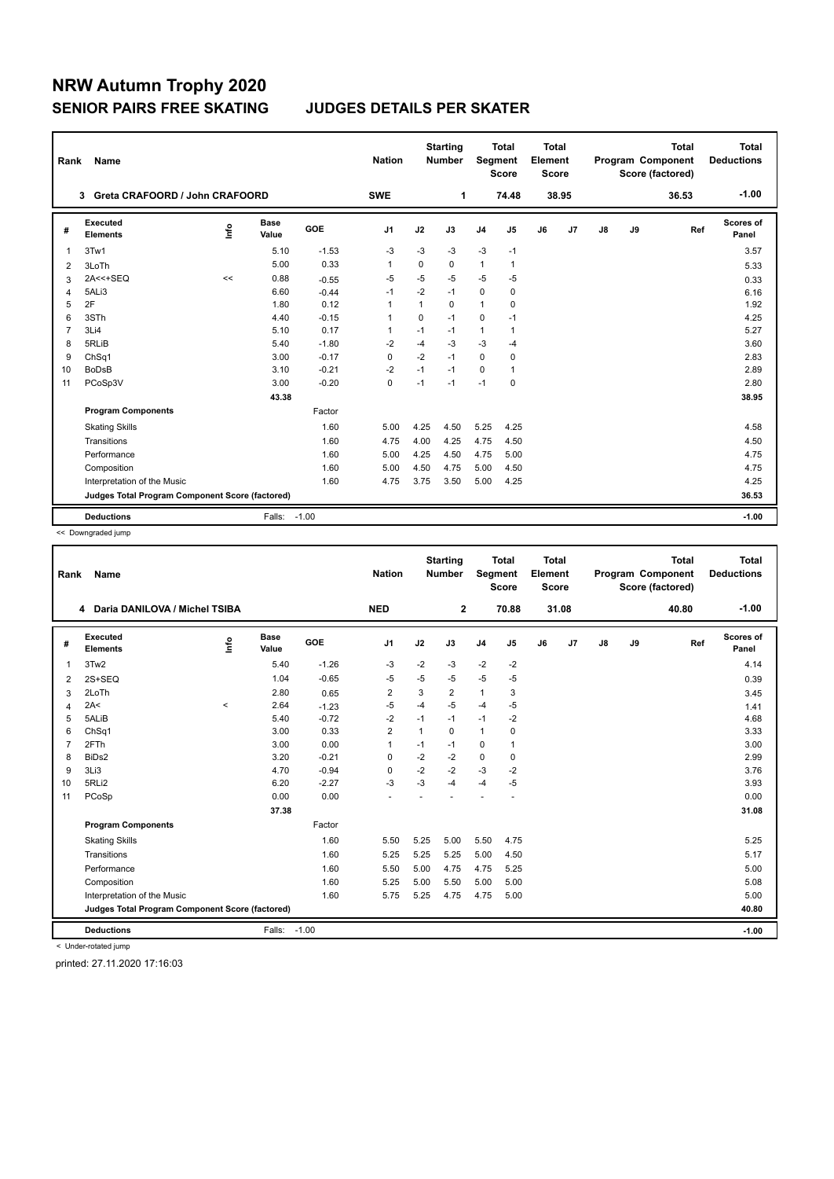# NRW Autumn Trophy 2020

## SENIOR PAIRS FREE SKATING JUDGES DETAILS PER SKATER

| Rank | Name | Nation | Starting Number | Total Segment Score | Total Element Score | Total Program Component Score (factored) | Total Deductions |
|---|---|---|---|---|---|---|---|
| 3 | Greta CRAFOORD / John CRAFOORD | SWE | 1 | 74.48 | 38.95 | 36.53 | -1.00 |

| # | Executed Elements | Info | Base Value | GOE | J1 | J2 | J3 | J4 | J5 | J6 | J7 | J8 | J9 | Ref | Scores of Panel |
|---|---|---|---|---|---|---|---|---|---|---|---|---|---|---|---|
| 1 | 3Tw1 | | 5.10 | -1.53 | -3 | -3 | -3 | -3 | -1 | | | | | | 3.57 |
| 2 | 3LoTh | | 5.00 | 0.33 | 1 | 0 | 0 | 1 | 1 | | | | | | 5.33 |
| 3 | 2A<<+SEQ | << | 0.88 | -0.55 | -5 | -5 | -5 | -5 | -5 | | | | | | 0.33 |
| 4 | 5ALi3 | | 6.60 | -0.44 | -1 | -2 | -1 | 0 | 0 | | | | | | 6.16 |
| 5 | 2F | | 1.80 | 0.12 | 1 | 1 | 0 | 1 | 0 | | | | | | 1.92 |
| 6 | 3STh | | 4.40 | -0.15 | 1 | 0 | -1 | 0 | -1 | | | | | | 4.25 |
| 7 | 3Li4 | | 5.10 | 0.17 | 1 | -1 | -1 | 1 | 1 | | | | | | 5.27 |
| 8 | 5RLiB | | 5.40 | -1.80 | -2 | -4 | -3 | -3 | -4 | | | | | | 3.60 |
| 9 | ChSq1 | | 3.00 | -0.17 | 0 | -2 | -1 | 0 | 0 | | | | | | 2.83 |
| 10 | BoDsB | | 3.10 | -0.21 | -2 | -1 | -1 | 0 | 1 | | | | | | 2.89 |
| 11 | PCoSp3V | | 3.00 | -0.20 | 0 | -1 | -1 | -1 | 0 | | | | | | 2.80 |
| | | | 43.38 | | | | | | | | | | | | 38.95 |
| | **Program Components** | | | Factor | | | | | | | | | | | |
| | Skating Skills | | | 1.60 | 5.00 | 4.25 | 4.50 | 5.25 | 4.25 | | | | | | 4.58 |
| | Transitions | | | 1.60 | 4.75 | 4.00 | 4.25 | 4.75 | 4.50 | | | | | | 4.50 |
| | Performance | | | 1.60 | 5.00 | 4.25 | 4.50 | 4.75 | 5.00 | | | | | | 4.75 |
| | Composition | | | 1.60 | 5.00 | 4.50 | 4.75 | 5.00 | 4.50 | | | | | | 4.75 |
| | Interpretation of the Music | | | 1.60 | 4.75 | 3.75 | 3.50 | 5.00 | 4.25 | | | | | | 4.25 |
| | **Judges Total Program Component Score (factored)** | | | | | | | | | | | | | | 36.53 |
| | **Deductions** | | Falls: | -1.00 | | | | | | | | | | | -1.00 |

<< Downgraded jump

| Rank | Name | Nation | Starting Number | Total Segment Score | Total Element Score | Total Program Component Score (factored) | Total Deductions |
|---|---|---|---|---|---|---|---|
| 4 | Daria DANILOVA / Michel TSIBA | NED | 2 | 70.88 | 31.08 | 40.80 | -1.00 |

| # | Executed Elements | Info | Base Value | GOE | J1 | J2 | J3 | J4 | J5 | J6 | J7 | J8 | J9 | Ref | Scores of Panel |
|---|---|---|---|---|---|---|---|---|---|---|---|---|---|---|---|
| 1 | 3Tw2 | | 5.40 | -1.26 | -3 | -2 | -3 | -2 | -2 | | | | | | 4.14 |
| 2 | 2S+SEQ | | 1.04 | -0.65 | -5 | -5 | -5 | -5 | -5 | | | | | | 0.39 |
| 3 | 2LoTh | | 2.80 | 0.65 | 2 | 3 | 2 | 1 | 3 | | | | | | 3.45 |
| 4 | 2A< | < | 2.64 | -1.23 | -5 | -4 | -5 | -4 | -5 | | | | | | 1.41 |
| 5 | 5ALiB | | 5.40 | -0.72 | -2 | -1 | -1 | -1 | -2 | | | | | | 4.68 |
| 6 | ChSq1 | | 3.00 | 0.33 | 2 | 1 | 0 | 1 | 0 | | | | | | 3.33 |
| 7 | 2FTh | | 3.00 | 0.00 | 1 | -1 | -1 | 0 | 1 | | | | | | 3.00 |
| 8 | BiDs2 | | 3.20 | -0.21 | 0 | -2 | -2 | 0 | 0 | | | | | | 2.99 |
| 9 | 3Li3 | | 4.70 | -0.94 | 0 | -2 | -2 | -3 | -2 | | | | | | 3.76 |
| 10 | 5RLi2 | | 6.20 | -2.27 | -3 | -3 | -4 | -4 | -5 | | | | | | 3.93 |
| 11 | PCoSp | | 0.00 | 0.00 | - | - | - | - | - | | | | | | 0.00 |
| | | | 37.38 | | | | | | | | | | | | 31.08 |
| | **Program Components** | | | Factor | | | | | | | | | | | |
| | Skating Skills | | | 1.60 | 5.50 | 5.25 | 5.00 | 5.50 | 4.75 | | | | | | 5.25 |
| | Transitions | | | 1.60 | 5.25 | 5.25 | 5.25 | 5.00 | 4.50 | | | | | | 5.17 |
| | Performance | | | 1.60 | 5.50 | 5.00 | 4.75 | 4.75 | 5.25 | | | | | | 5.00 |
| | Composition | | | 1.60 | 5.25 | 5.00 | 5.50 | 5.00 | 5.00 | | | | | | 5.08 |
| | Interpretation of the Music | | | 1.60 | 5.75 | 5.25 | 4.75 | 4.75 | 5.00 | | | | | | 5.00 |
| | **Judges Total Program Component Score (factored)** | | | | | | | | | | | | | | 40.80 |
| | **Deductions** | | Falls: | -1.00 | | | | | | | | | | | -1.00 |

< Under-rotated jump

printed: 27.11.2020 17:16:03